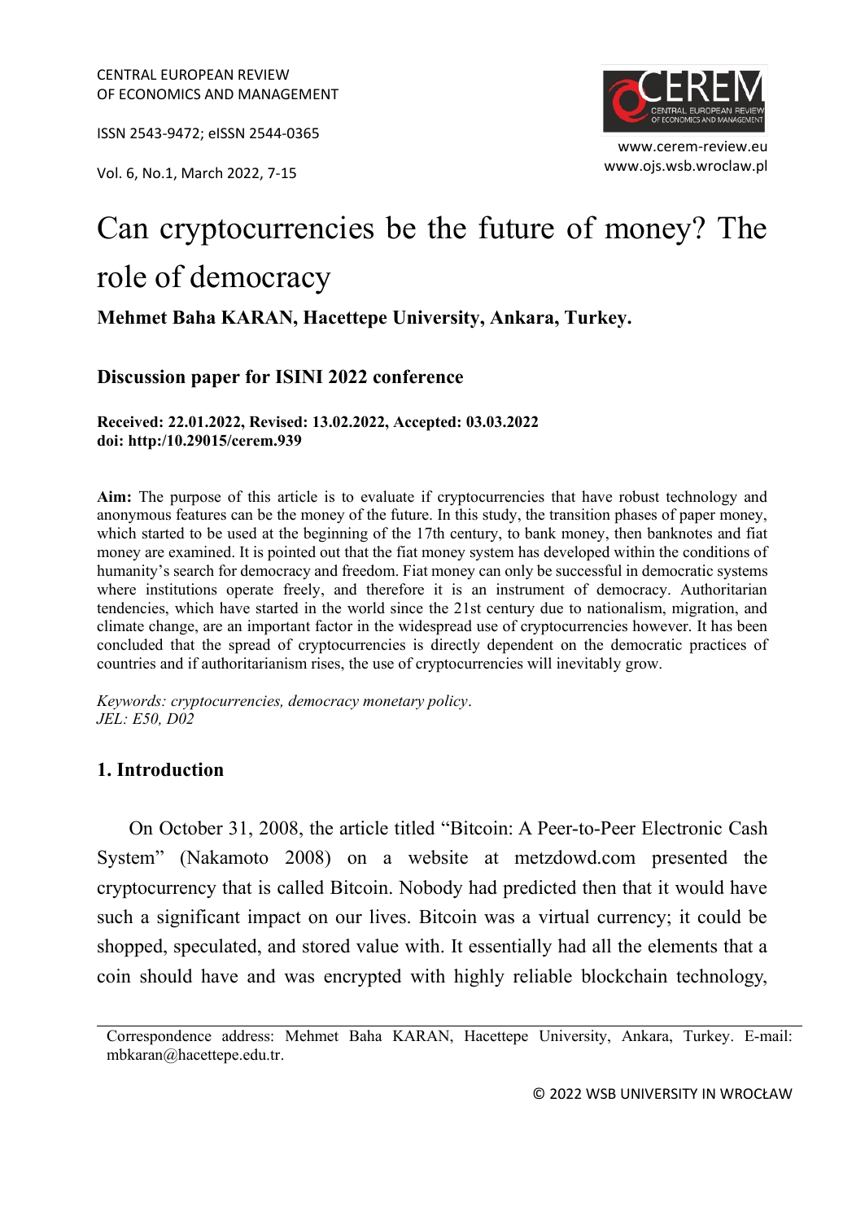# Can cryptocurrencies be the future of money? The role of democracy

**Mehmet Baha KARAN, Hacettepe University, Ankara, Turkey.**

**Discussion paper for ISINI 2022 conference**

**Received: 22.01.2022, Revised: 13.02.2022, Accepted: 03.03.2022**
**doi: http:/10.29015/cerem.939**

**Aim:** The purpose of this article is to evaluate if cryptocurrencies that have robust technology and anonymous features can be the money of the future. In this study, the transition phases of paper money, which started to be used at the beginning of the 17th century, to bank money, then banknotes and fiat money are examined. It is pointed out that the fiat money system has developed within the conditions of humanity's search for democracy and freedom. Fiat money can only be successful in democratic systems where institutions operate freely, and therefore it is an instrument of democracy. Authoritarian tendencies, which have started in the world since the 21st century due to nationalism, migration, and climate change, are an important factor in the widespread use of cryptocurrencies however. It has been concluded that the spread of cryptocurrencies is directly dependent on the democratic practices of countries and if authoritarianism rises, the use of cryptocurrencies will inevitably grow.

*Keywords: cryptocurrencies, democracy monetary policy.*
*JEL: E50, D02*

## 1. Introduction

On October 31, 2008, the article titled "Bitcoin: A Peer-to-Peer Electronic Cash System" (Nakamoto 2008) on a website at metzdowd.com presented the cryptocurrency that is called Bitcoin. Nobody had predicted then that it would have such a significant impact on our lives. Bitcoin was a virtual currency; it could be shopped, speculated, and stored value with. It essentially had all the elements that a coin should have and was encrypted with highly reliable blockchain technology,

Correspondence address: Mehmet Baha KARAN, Hacettepe University, Ankara, Turkey. E-mail: mbkaran@hacettepe.edu.tr.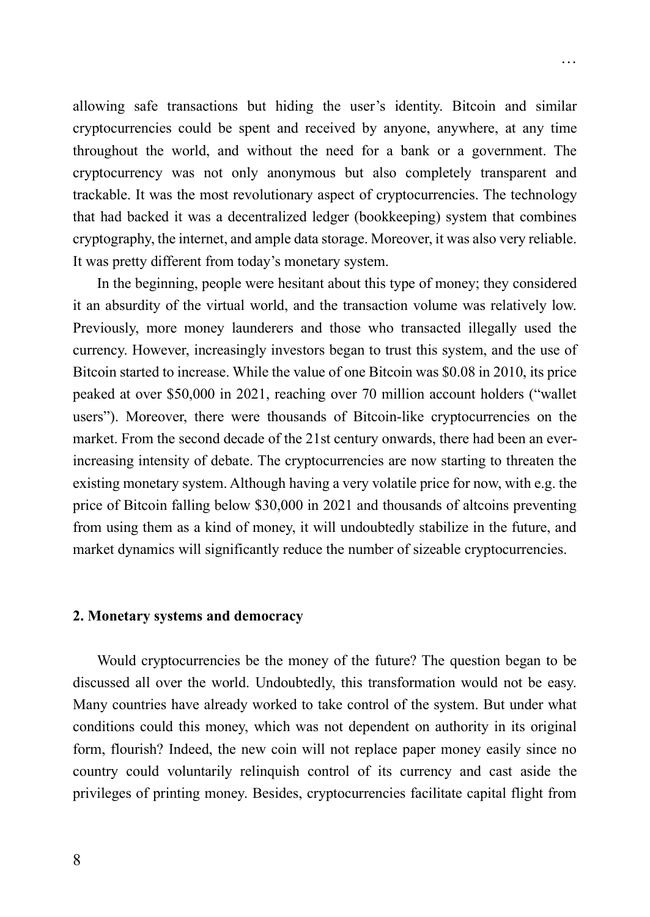allowing safe transactions but hiding the user's identity. Bitcoin and similar cryptocurrencies could be spent and received by anyone, anywhere, at any time throughout the world, and without the need for a bank or a government. The cryptocurrency was not only anonymous but also completely transparent and trackable. It was the most revolutionary aspect of cryptocurrencies. The technology that had backed it was a decentralized ledger (bookkeeping) system that combines cryptography, the internet, and ample data storage. Moreover, it was also very reliable. It was pretty different from today's monetary system.

In the beginning, people were hesitant about this type of money; they considered it an absurdity of the virtual world, and the transaction volume was relatively low. Previously, more money launderers and those who transacted illegally used the currency. However, increasingly investors began to trust this system, and the use of Bitcoin started to increase. While the value of one Bitcoin was $0.08 in 2010, its price peaked at over $50,000 in 2021, reaching over 70 million account holders ("wallet users"). Moreover, there were thousands of Bitcoin-like cryptocurrencies on the market. From the second decade of the 21st century onwards, there had been an ever-increasing intensity of debate. The cryptocurrencies are now starting to threaten the existing monetary system. Although having a very volatile price for now, with e.g. the price of Bitcoin falling below $30,000 in 2021 and thousands of altcoins preventing from using them as a kind of money, it will undoubtedly stabilize in the future, and market dynamics will significantly reduce the number of sizeable cryptocurrencies.

## 2. Monetary systems and democracy

Would cryptocurrencies be the money of the future? The question began to be discussed all over the world. Undoubtedly, this transformation would not be easy. Many countries have already worked to take control of the system. But under what conditions could this money, which was not dependent on authority in its original form, flourish? Indeed, the new coin will not replace paper money easily since no country could voluntarily relinquish control of its currency and cast aside the privileges of printing money. Besides, cryptocurrencies facilitate capital flight from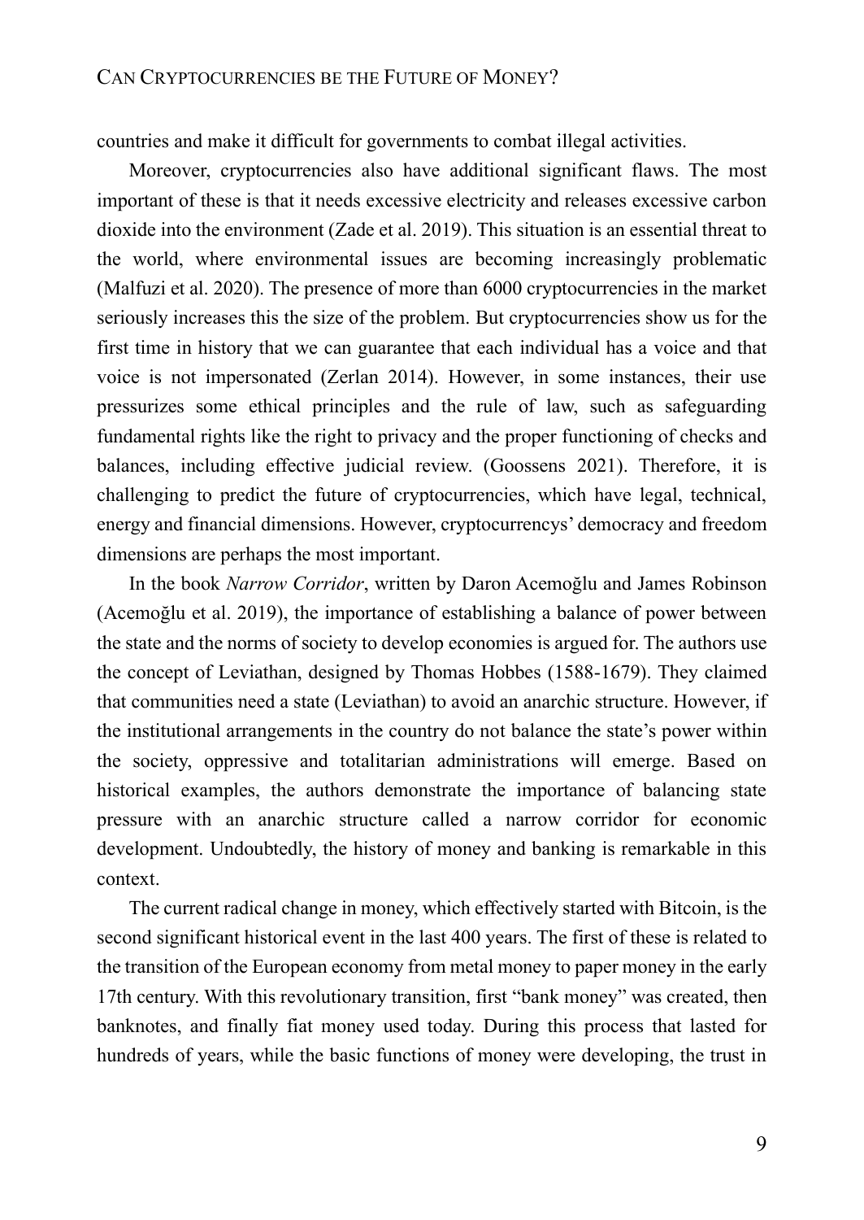countries and make it difficult for governments to combat illegal activities.

Moreover, cryptocurrencies also have additional significant flaws. The most important of these is that it needs excessive electricity and releases excessive carbon dioxide into the environment (Zade et al. 2019). This situation is an essential threat to the world, where environmental issues are becoming increasingly problematic (Malfuzi et al. 2020). The presence of more than 6000 cryptocurrencies in the market seriously increases this the size of the problem. But cryptocurrencies show us for the first time in history that we can guarantee that each individual has a voice and that voice is not impersonated (Zerlan 2014). However, in some instances, their use pressurizes some ethical principles and the rule of law, such as safeguarding fundamental rights like the right to privacy and the proper functioning of checks and balances, including effective judicial review. (Goossens 2021). Therefore, it is challenging to predict the future of cryptocurrencies, which have legal, technical, energy and financial dimensions. However, cryptocurrencys' democracy and freedom dimensions are perhaps the most important.

In the book *Narrow Corridor*, written by Daron Acemoğlu and James Robinson (Acemoğlu et al. 2019), the importance of establishing a balance of power between the state and the norms of society to develop economies is argued for. The authors use the concept of Leviathan, designed by Thomas Hobbes (1588-1679). They claimed that communities need a state (Leviathan) to avoid an anarchic structure. However, if the institutional arrangements in the country do not balance the state's power within the society, oppressive and totalitarian administrations will emerge. Based on historical examples, the authors demonstrate the importance of balancing state pressure with an anarchic structure called a narrow corridor for economic development. Undoubtedly, the history of money and banking is remarkable in this context.

The current radical change in money, which effectively started with Bitcoin, is the second significant historical event in the last 400 years. The first of these is related to the transition of the European economy from metal money to paper money in the early 17th century. With this revolutionary transition, first "bank money" was created, then banknotes, and finally fiat money used today. During this process that lasted for hundreds of years, while the basic functions of money were developing, the trust in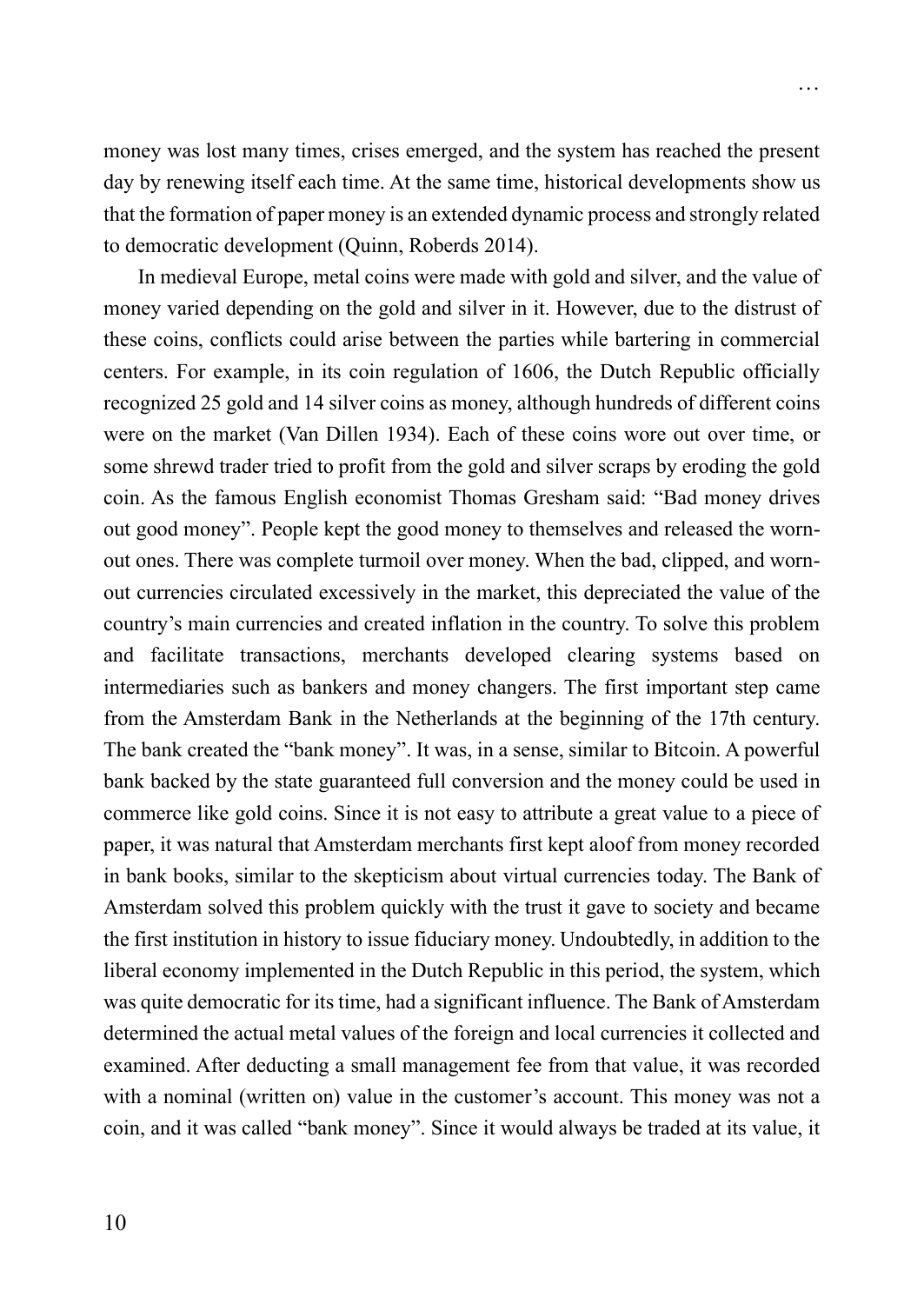money was lost many times, crises emerged, and the system has reached the present day by renewing itself each time. At the same time, historical developments show us that the formation of paper money is an extended dynamic process and strongly related to democratic development (Quinn, Roberds 2014).

In medieval Europe, metal coins were made with gold and silver, and the value of money varied depending on the gold and silver in it. However, due to the distrust of these coins, conflicts could arise between the parties while bartering in commercial centers. For example, in its coin regulation of 1606, the Dutch Republic officially recognized 25 gold and 14 silver coins as money, although hundreds of different coins were on the market (Van Dillen 1934). Each of these coins wore out over time, or some shrewd trader tried to profit from the gold and silver scraps by eroding the gold coin. As the famous English economist Thomas Gresham said: "Bad money drives out good money". People kept the good money to themselves and released the worn-out ones. There was complete turmoil over money. When the bad, clipped, and worn-out currencies circulated excessively in the market, this depreciated the value of the country's main currencies and created inflation in the country. To solve this problem and facilitate transactions, merchants developed clearing systems based on intermediaries such as bankers and money changers. The first important step came from the Amsterdam Bank in the Netherlands at the beginning of the 17th century. The bank created the "bank money". It was, in a sense, similar to Bitcoin. A powerful bank backed by the state guaranteed full conversion and the money could be used in commerce like gold coins. Since it is not easy to attribute a great value to a piece of paper, it was natural that Amsterdam merchants first kept aloof from money recorded in bank books, similar to the skepticism about virtual currencies today. The Bank of Amsterdam solved this problem quickly with the trust it gave to society and became the first institution in history to issue fiduciary money. Undoubtedly, in addition to the liberal economy implemented in the Dutch Republic in this period, the system, which was quite democratic for its time, had a significant influence. The Bank of Amsterdam determined the actual metal values of the foreign and local currencies it collected and examined. After deducting a small management fee from that value, it was recorded with a nominal (written on) value in the customer's account. This money was not a coin, and it was called "bank money". Since it would always be traded at its value, it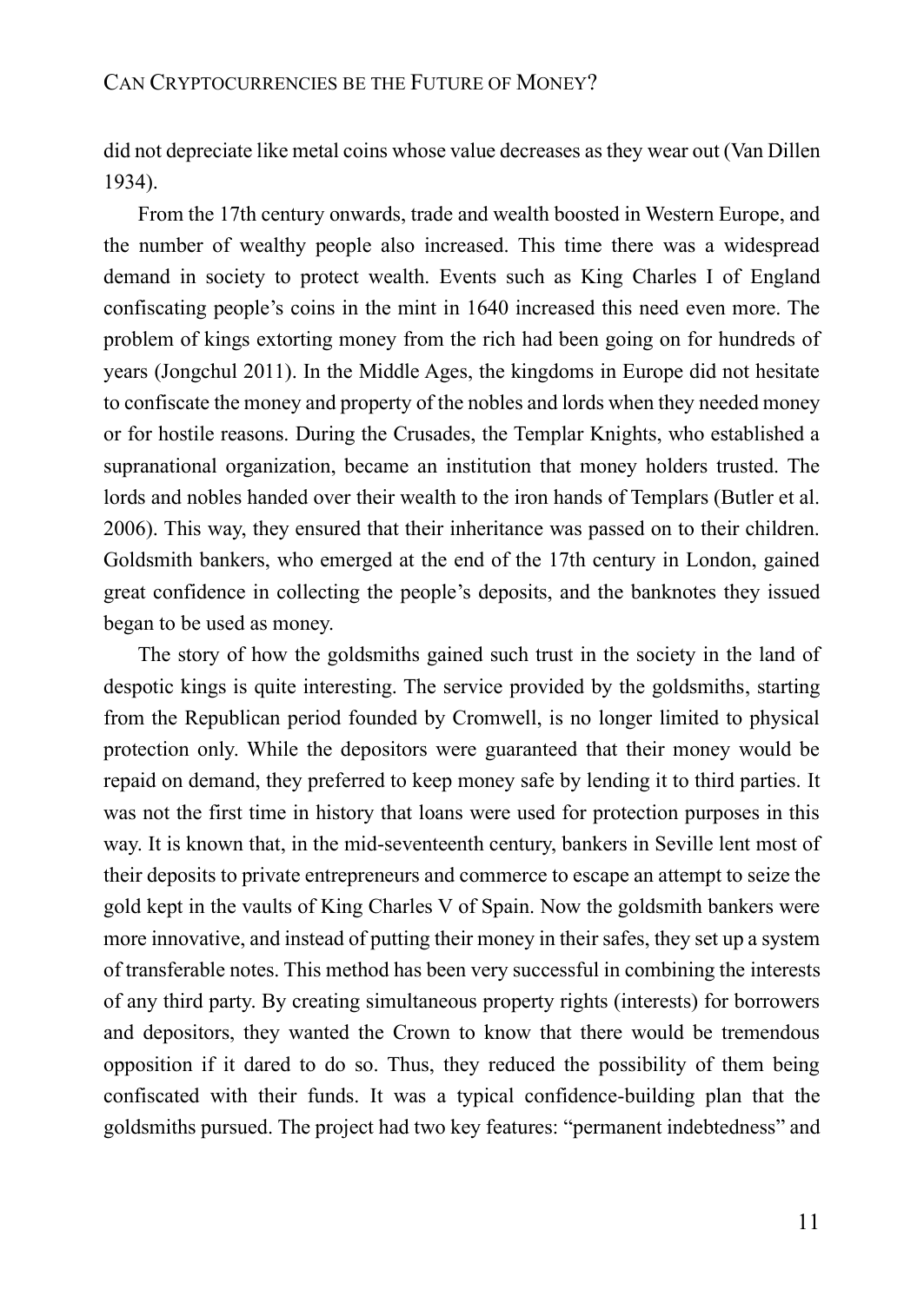did not depreciate like metal coins whose value decreases as they wear out (Van Dillen 1934).

From the 17th century onwards, trade and wealth boosted in Western Europe, and the number of wealthy people also increased. This time there was a widespread demand in society to protect wealth. Events such as King Charles I of England confiscating people's coins in the mint in 1640 increased this need even more. The problem of kings extorting money from the rich had been going on for hundreds of years (Jongchul 2011). In the Middle Ages, the kingdoms in Europe did not hesitate to confiscate the money and property of the nobles and lords when they needed money or for hostile reasons. During the Crusades, the Templar Knights, who established a supranational organization, became an institution that money holders trusted. The lords and nobles handed over their wealth to the iron hands of Templars (Butler et al. 2006). This way, they ensured that their inheritance was passed on to their children. Goldsmith bankers, who emerged at the end of the 17th century in London, gained great confidence in collecting the people's deposits, and the banknotes they issued began to be used as money.

The story of how the goldsmiths gained such trust in the society in the land of despotic kings is quite interesting. The service provided by the goldsmiths, starting from the Republican period founded by Cromwell, is no longer limited to physical protection only. While the depositors were guaranteed that their money would be repaid on demand, they preferred to keep money safe by lending it to third parties. It was not the first time in history that loans were used for protection purposes in this way. It is known that, in the mid-seventeenth century, bankers in Seville lent most of their deposits to private entrepreneurs and commerce to escape an attempt to seize the gold kept in the vaults of King Charles V of Spain. Now the goldsmith bankers were more innovative, and instead of putting their money in their safes, they set up a system of transferable notes. This method has been very successful in combining the interests of any third party. By creating simultaneous property rights (interests) for borrowers and depositors, they wanted the Crown to know that there would be tremendous opposition if it dared to do so. Thus, they reduced the possibility of them being confiscated with their funds. It was a typical confidence-building plan that the goldsmiths pursued. The project had two key features: "permanent indebtedness" and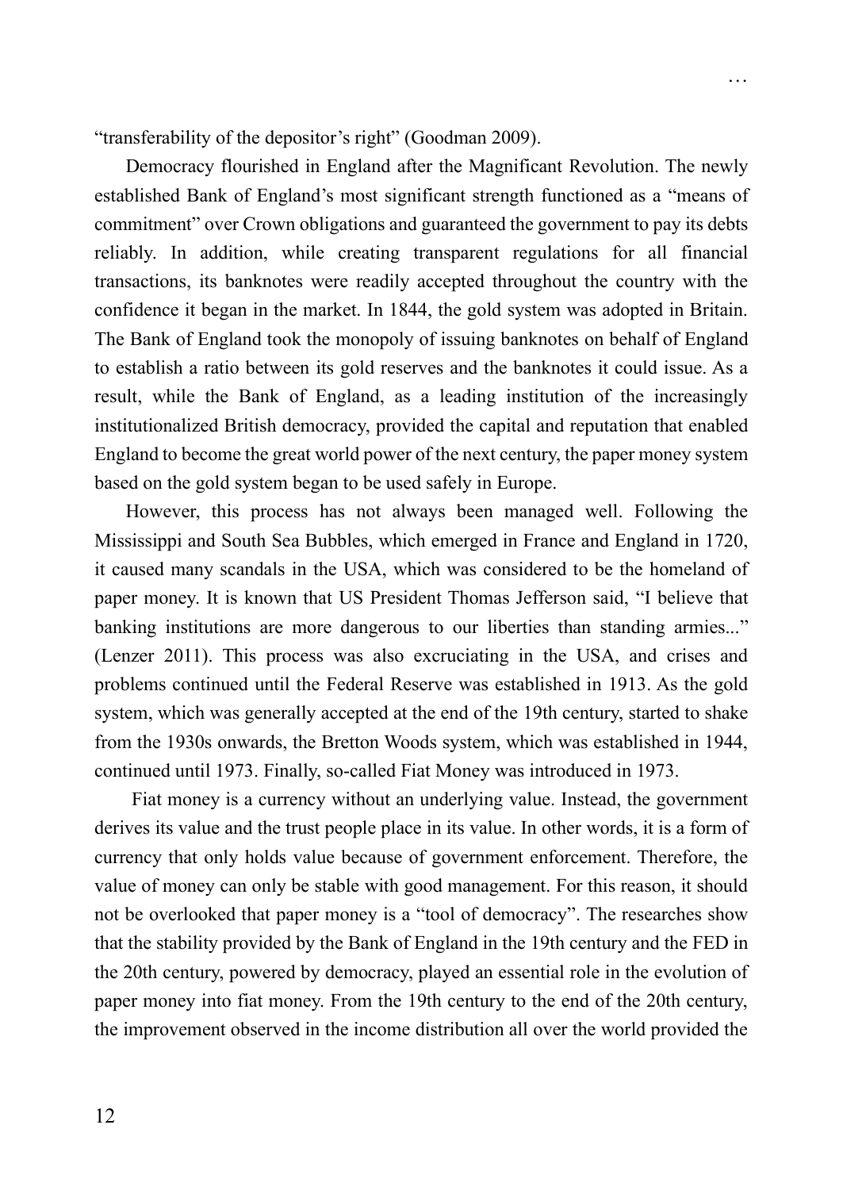"transferability of the depositor's right" (Goodman 2009).

Democracy flourished in England after the Magnificant Revolution. The newly established Bank of England's most significant strength functioned as a "means of commitment" over Crown obligations and guaranteed the government to pay its debts reliably. In addition, while creating transparent regulations for all financial transactions, its banknotes were readily accepted throughout the country with the confidence it began in the market. In 1844, the gold system was adopted in Britain. The Bank of England took the monopoly of issuing banknotes on behalf of England to establish a ratio between its gold reserves and the banknotes it could issue. As a result, while the Bank of England, as a leading institution of the increasingly institutionalized British democracy, provided the capital and reputation that enabled England to become the great world power of the next century, the paper money system based on the gold system began to be used safely in Europe.

However, this process has not always been managed well. Following the Mississippi and South Sea Bubbles, which emerged in France and England in 1720, it caused many scandals in the USA, which was considered to be the homeland of paper money. It is known that US President Thomas Jefferson said, "I believe that banking institutions are more dangerous to our liberties than standing armies..." (Lenzer 2011). This process was also excruciating in the USA, and crises and problems continued until the Federal Reserve was established in 1913. As the gold system, which was generally accepted at the end of the 19th century, started to shake from the 1930s onwards, the Bretton Woods system, which was established in 1944, continued until 1973. Finally, so-called Fiat Money was introduced in 1973.

Fiat money is a currency without an underlying value. Instead, the government derives its value and the trust people place in its value. In other words, it is a form of currency that only holds value because of government enforcement. Therefore, the value of money can only be stable with good management. For this reason, it should not be overlooked that paper money is a "tool of democracy". The researches show that the stability provided by the Bank of England in the 19th century and the FED in the 20th century, powered by democracy, played an essential role in the evolution of paper money into fiat money. From the 19th century to the end of the 20th century, the improvement observed in the income distribution all over the world provided the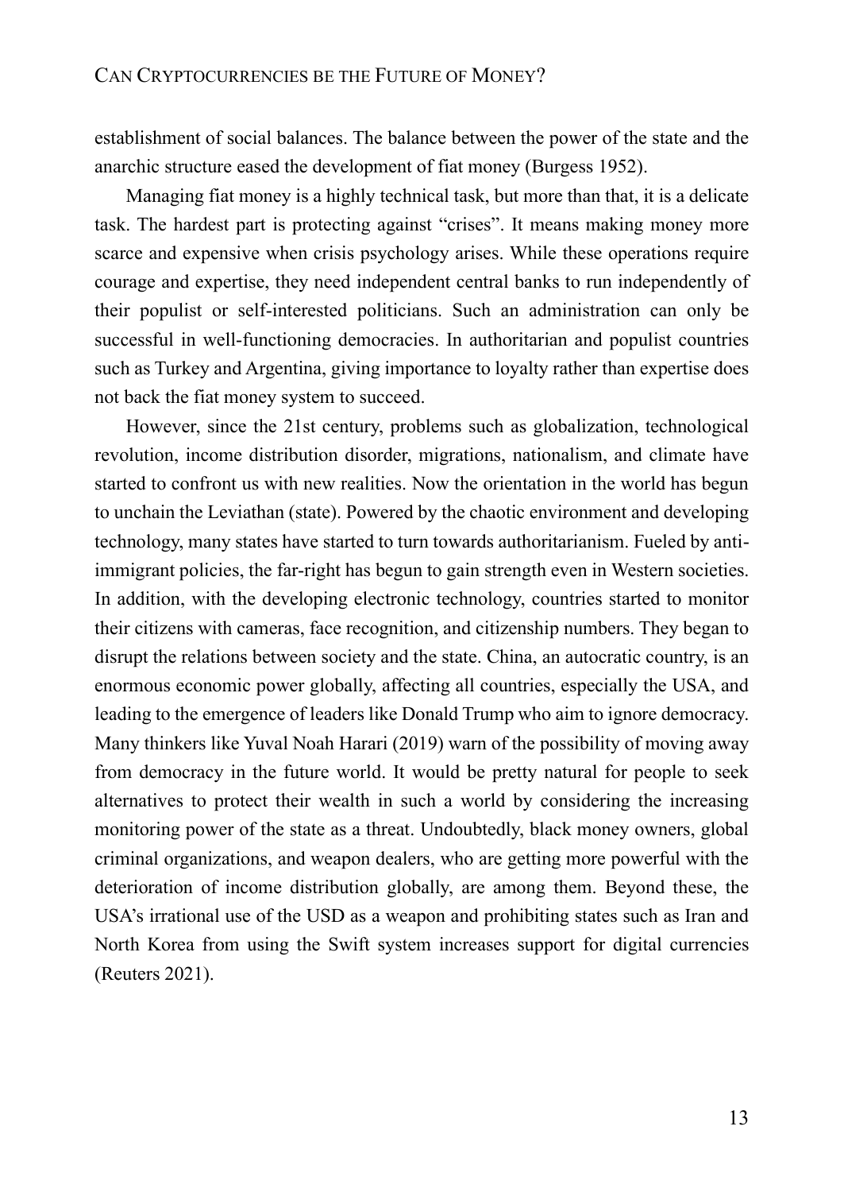establishment of social balances. The balance between the power of the state and the anarchic structure eased the development of fiat money (Burgess 1952).

Managing fiat money is a highly technical task, but more than that, it is a delicate task. The hardest part is protecting against "crises". It means making money more scarce and expensive when crisis psychology arises. While these operations require courage and expertise, they need independent central banks to run independently of their populist or self-interested politicians. Such an administration can only be successful in well-functioning democracies. In authoritarian and populist countries such as Turkey and Argentina, giving importance to loyalty rather than expertise does not back the fiat money system to succeed.

However, since the 21st century, problems such as globalization, technological revolution, income distribution disorder, migrations, nationalism, and climate have started to confront us with new realities. Now the orientation in the world has begun to unchain the Leviathan (state). Powered by the chaotic environment and developing technology, many states have started to turn towards authoritarianism. Fueled by anti-immigrant policies, the far-right has begun to gain strength even in Western societies. In addition, with the developing electronic technology, countries started to monitor their citizens with cameras, face recognition, and citizenship numbers. They began to disrupt the relations between society and the state. China, an autocratic country, is an enormous economic power globally, affecting all countries, especially the USA, and leading to the emergence of leaders like Donald Trump who aim to ignore democracy. Many thinkers like Yuval Noah Harari (2019) warn of the possibility of moving away from democracy in the future world. It would be pretty natural for people to seek alternatives to protect their wealth in such a world by considering the increasing monitoring power of the state as a threat. Undoubtedly, black money owners, global criminal organizations, and weapon dealers, who are getting more powerful with the deterioration of income distribution globally, are among them. Beyond these, the USA's irrational use of the USD as a weapon and prohibiting states such as Iran and North Korea from using the Swift system increases support for digital currencies (Reuters 2021).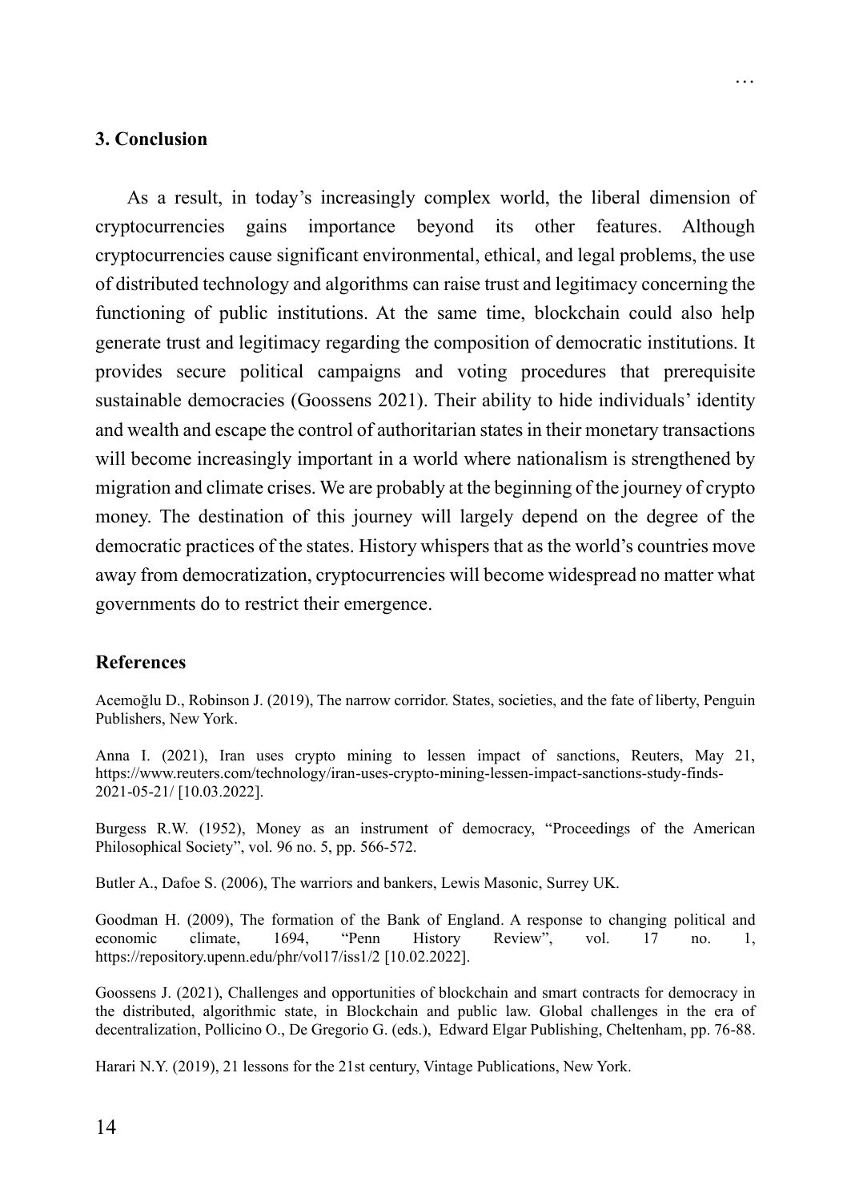## 3. Conclusion

As a result, in today's increasingly complex world, the liberal dimension of cryptocurrencies gains importance beyond its other features. Although cryptocurrencies cause significant environmental, ethical, and legal problems, the use of distributed technology and algorithms can raise trust and legitimacy concerning the functioning of public institutions. At the same time, blockchain could also help generate trust and legitimacy regarding the composition of democratic institutions. It provides secure political campaigns and voting procedures that prerequisite sustainable democracies (Goossens 2021). Their ability to hide individuals' identity and wealth and escape the control of authoritarian states in their monetary transactions will become increasingly important in a world where nationalism is strengthened by migration and climate crises. We are probably at the beginning of the journey of crypto money. The destination of this journey will largely depend on the degree of the democratic practices of the states. History whispers that as the world's countries move away from democratization, cryptocurrencies will become widespread no matter what governments do to restrict their emergence.

## References

Acemoğlu D., Robinson J. (2019), The narrow corridor. States, societies, and the fate of liberty, Penguin Publishers, New York.

Anna I. (2021), Iran uses crypto mining to lessen impact of sanctions, Reuters, May 21, https://www.reuters.com/technology/iran-uses-crypto-mining-lessen-impact-sanctions-study-finds-2021-05-21/ [10.03.2022].

Burgess R.W. (1952), Money as an instrument of democracy, "Proceedings of the American Philosophical Society", vol. 96 no. 5, pp. 566-572.

Butler A., Dafoe S. (2006), The warriors and bankers, Lewis Masonic, Surrey UK.

Goodman H. (2009), The formation of the Bank of England. A response to changing political and economic climate, 1694, "Penn History Review", vol. 17 no. 1, https://repository.upenn.edu/phr/vol17/iss1/2 [10.02.2022].

Goossens J. (2021), Challenges and opportunities of blockchain and smart contracts for democracy in the distributed, algorithmic state, in Blockchain and public law. Global challenges in the era of decentralization, Pollicino O., De Gregorio G. (eds.), Edward Elgar Publishing, Cheltenham, pp. 76-88.

Harari N.Y. (2019), 21 lessons for the 21st century, Vintage Publications, New York.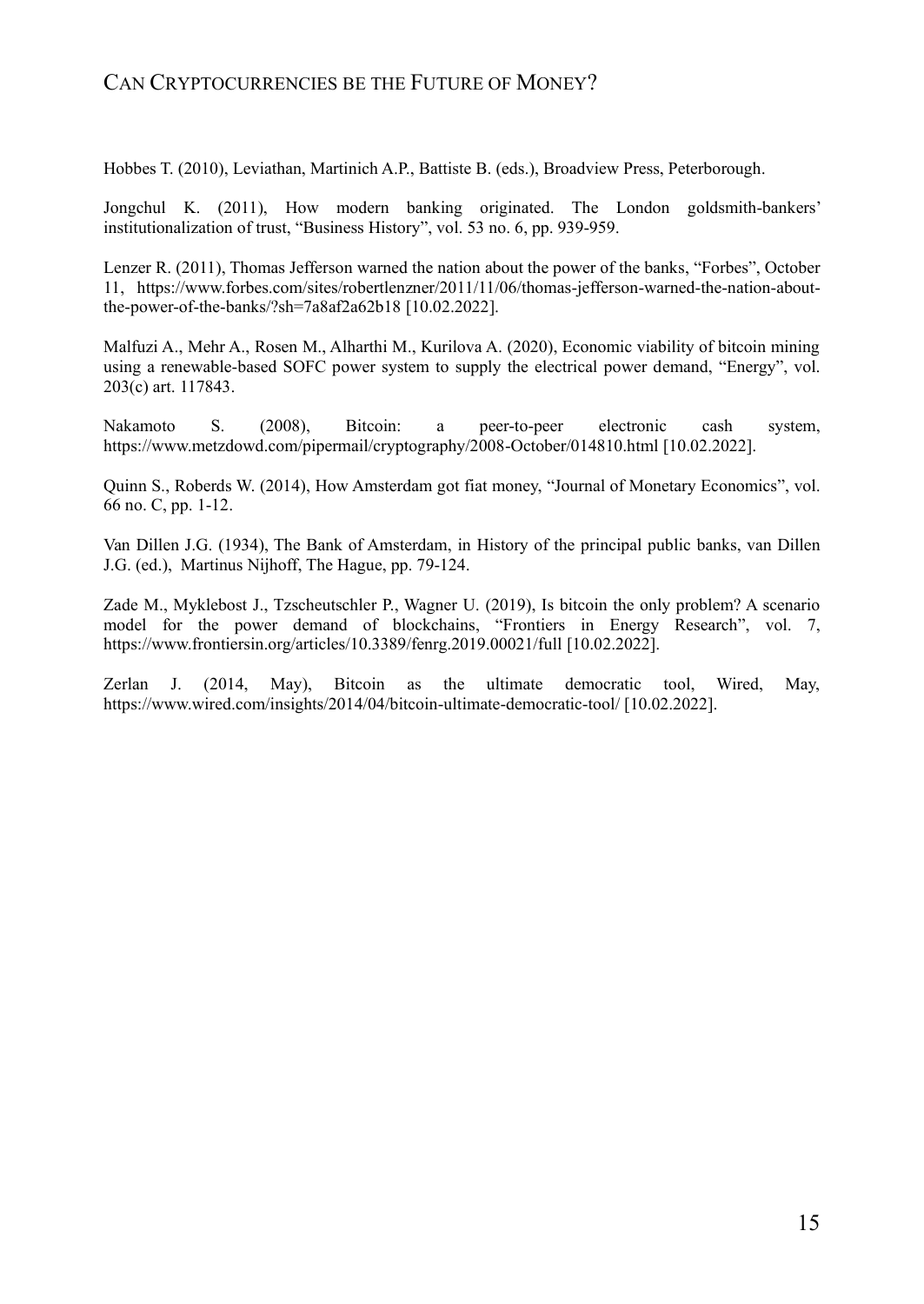Hobbes T. (2010), Leviathan, Martinich A.P., Battiste B. (eds.), Broadview Press, Peterborough.

Jongchul K. (2011), How modern banking originated. The London goldsmith-bankers' institutionalization of trust, "Business History", vol. 53 no. 6, pp. 939-959.

Lenzer R. (2011), Thomas Jefferson warned the nation about the power of the banks, "Forbes", October 11, https://www.forbes.com/sites/robertlenzner/2011/11/06/thomas-jefferson-warned-the-nation-about-the-power-of-the-banks/?sh=7a8af2a62b18 [10.02.2022].

Malfuzi A., Mehr A., Rosen M., Alharthi M., Kurilova A. (2020), Economic viability of bitcoin mining using a renewable-based SOFC power system to supply the electrical power demand, "Energy", vol. 203(c) art. 117843.

Nakamoto S. (2008), Bitcoin: a peer-to-peer electronic cash system, https://www.metzdowd.com/pipermail/cryptography/2008-October/014810.html [10.02.2022].

Quinn S., Roberds W. (2014), How Amsterdam got fiat money, "Journal of Monetary Economics", vol. 66 no. C, pp. 1-12.

Van Dillen J.G. (1934), The Bank of Amsterdam, in History of the principal public banks, van Dillen J.G. (ed.), Martinus Nijhoff, The Hague, pp. 79-124.

Zade M., Myklebost J., Tzscheutschler P., Wagner U. (2019), Is bitcoin the only problem? A scenario model for the power demand of blockchains, "Frontiers in Energy Research", vol. 7, https://www.frontiersin.org/articles/10.3389/fenrg.2019.00021/full [10.02.2022].

Zerlan J. (2014, May), Bitcoin as the ultimate democratic tool, Wired, May, https://www.wired.com/insights/2014/04/bitcoin-ultimate-democratic-tool/ [10.02.2022].